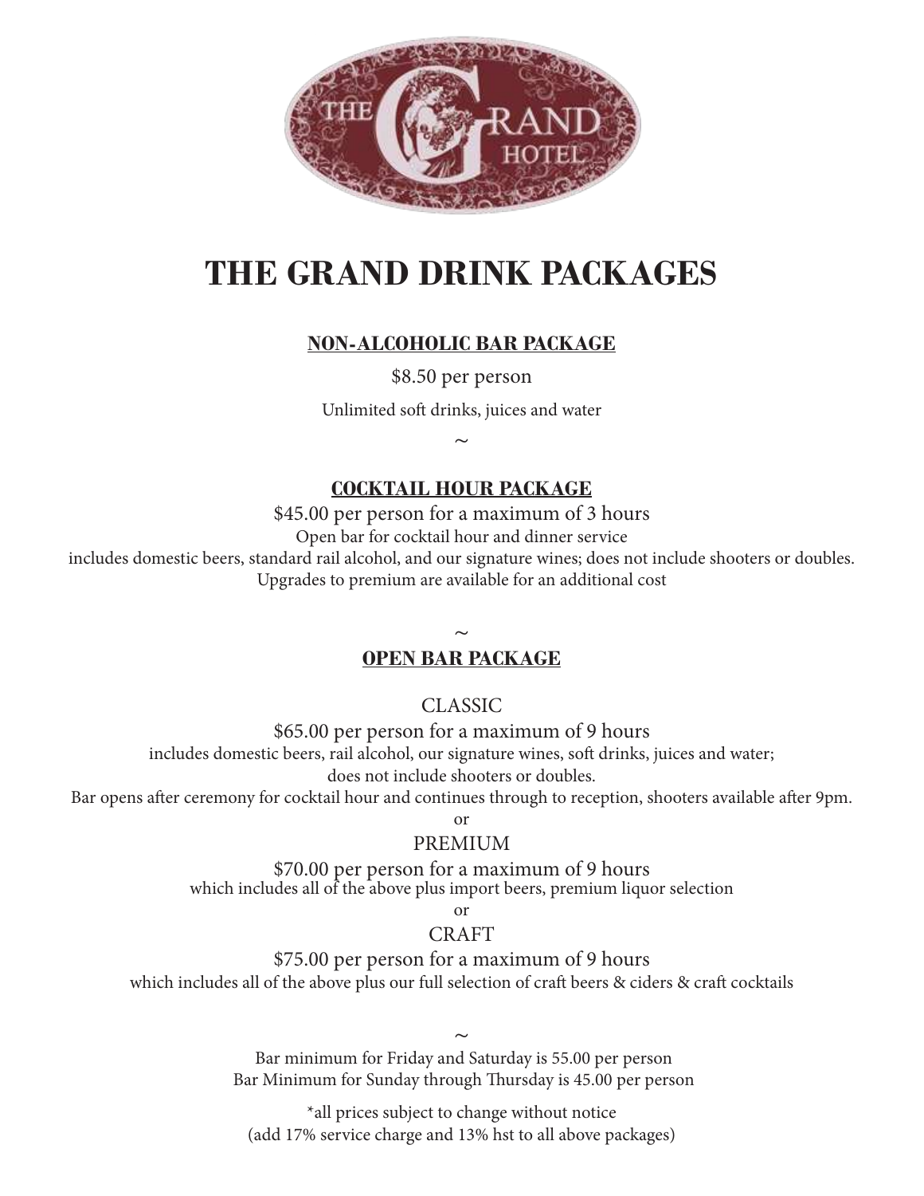# THE GRAND DRINK PACKAGES

## NON-ALCOHOLIC BAR PACKAGE

$8.50 per person

Unlimited soft drinks, juices and water

~

## COCKTAIL HOUR PACKAGE

$45.00 per person for a maximum of 3 hours

Open bar for cocktail hour and dinner service

includes domestic beers, standard rail alcohol, and our signature wines; does not include shooters or doubles.

Upgrades to premium are available for an additional cost

~

## OPEN BAR PACKAGE

CLASSIC

$65.00 per person for a maximum of 9 hours

includes domestic beers, rail alcohol, our signature wines, soft drinks, juices and water;

does not include shooters or doubles.

Bar opens after ceremony for cocktail hour and continues through to reception, shooters available after 9pm.

or

PREMIUM

$70.00 per person for a maximum of 9 hours

which includes all of the above plus import beers, premium liquor selection

or

CRAFT

$75.00 per person for a maximum of 9 hours

which includes all of the above plus our full selection of craft beers & ciders & craft cocktails

~

Bar minimum for Friday and Saturday is 55.00 per person

Bar Minimum for Sunday through Thursday is 45.00 per person

*all prices subject to change without notice

(add 17% service charge and 13% hst to all above packages)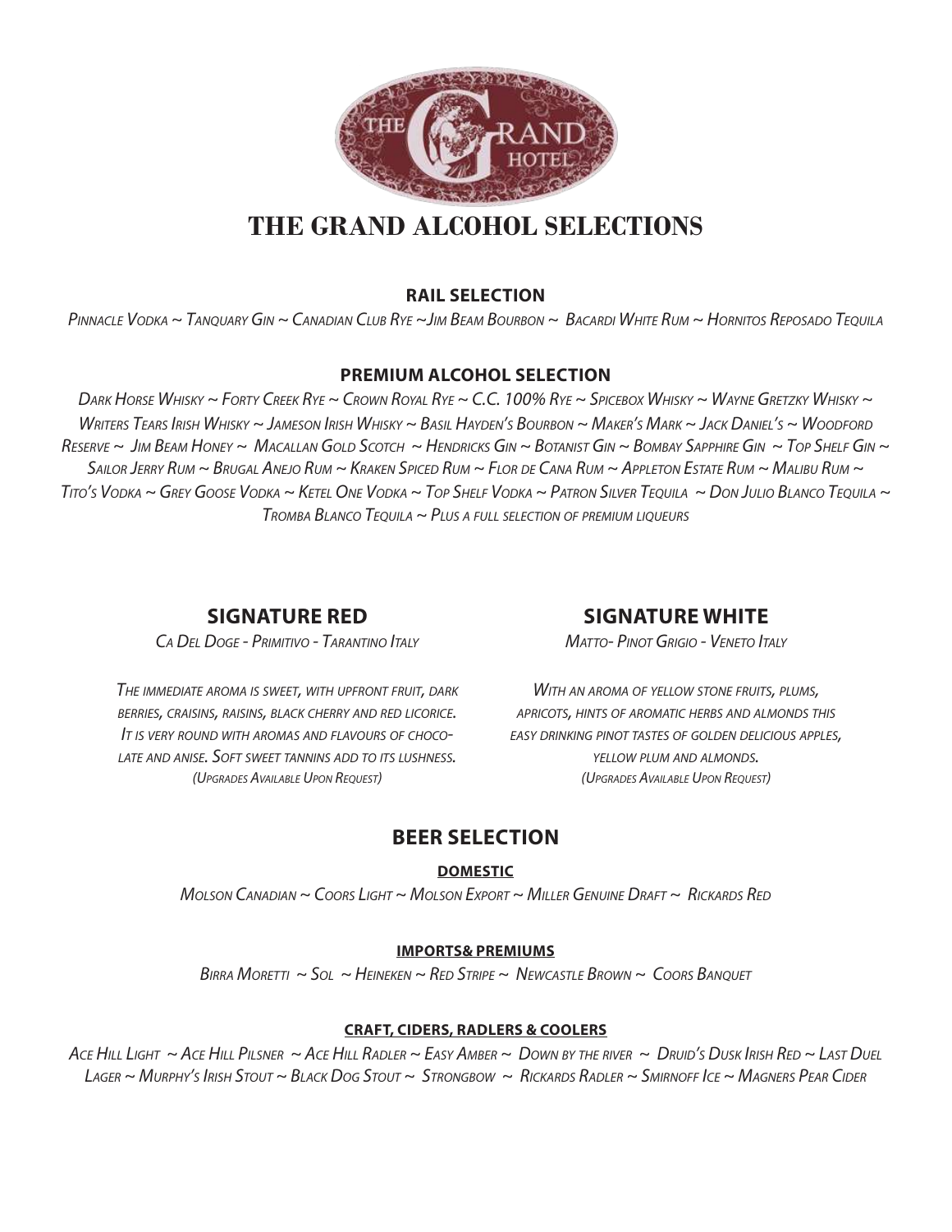# THE GRAND ALCOHOL SELECTIONS

### RAIL SELECTION

*Pinnacle Vodka ~ Tanquary Gin ~ Canadian Club Rye ~Jim Beam Bourbon ~ Bacardi White Rum ~ Hornitos Reposado Tequila*

### PREMIUM ALCOHOL SELECTION

*Dark Horse Whisky ~ Forty Creek Rye ~ Crown Royal Rye ~ C.C. 100% Rye ~ Spicebox Whisky ~ Wayne Gretzky Whisky ~ Writers Tears Irish Whisky ~ Jameson Irish Whisky ~ Basil Hayden's Bourbon ~ Maker's Mark ~ Jack Daniel's ~ Woodford Reserve ~ Jim Beam Honey ~ Macallan Gold Scotch ~ Hendricks Gin ~ Botanist Gin ~ Bombay Sapphire Gin ~ Top Shelf Gin ~ Sailor Jerry Rum ~ Brugal Anejo Rum ~ Kraken Spiced Rum ~ Flor de Cana Rum ~ Appleton Estate Rum ~ Malibu Rum ~ Tito's Vodka ~ Grey Goose Vodka ~ Ketel One Vodka ~ Top Shelf Vodka ~ Patron Silver Tequila ~ Don Julio Blanco Tequila ~ Tromba Blanco Tequila ~ Plus a full selection of premium liqueurs*

## SIGNATURE RED

*Ca Del Doge - Primitivo - Tarantino Italy*

*The immediate aroma is sweet, with upfront fruit, dark berries, craisins, raisins, black cherry and red licorice. It is very round with aromas and flavours of chocolate and anise. Soft sweet tannins add to its lushness.*
*(Upgrades Available Upon Request)*

## SIGNATURE WHITE

*Matto- Pinot Grigio - Veneto Italy*

*With an aroma of yellow stone fruits, plums, apricots, hints of aromatic herbs and almonds this easy drinking pinot tastes of golden delicious apples, yellow plum and almonds.*
*(Upgrades Available Upon Request)*

## BEER SELECTION

### DOMESTIC

*Molson Canadian ~ Coors Light ~ Molson Export ~ Miller Genuine Draft ~ Rickards Red*

### IMPORTS& PREMIUMS

*Birra Moretti ~ Sol ~ Heineken ~ Red Stripe ~ Newcastle Brown ~ Coors Banquet*

### CRAFT, CIDERS, RADLERS & COOLERS

*Ace Hill Light ~ Ace Hill Pilsner ~ Ace Hill Radler ~ Easy Amber ~ Down by the river ~ Druid's Dusk Irish Red ~ Last Duel Lager ~ Murphy's Irish Stout ~ Black Dog Stout ~ Strongbow ~ Rickards Radler ~ Smirnoff Ice ~ Magners Pear Cider*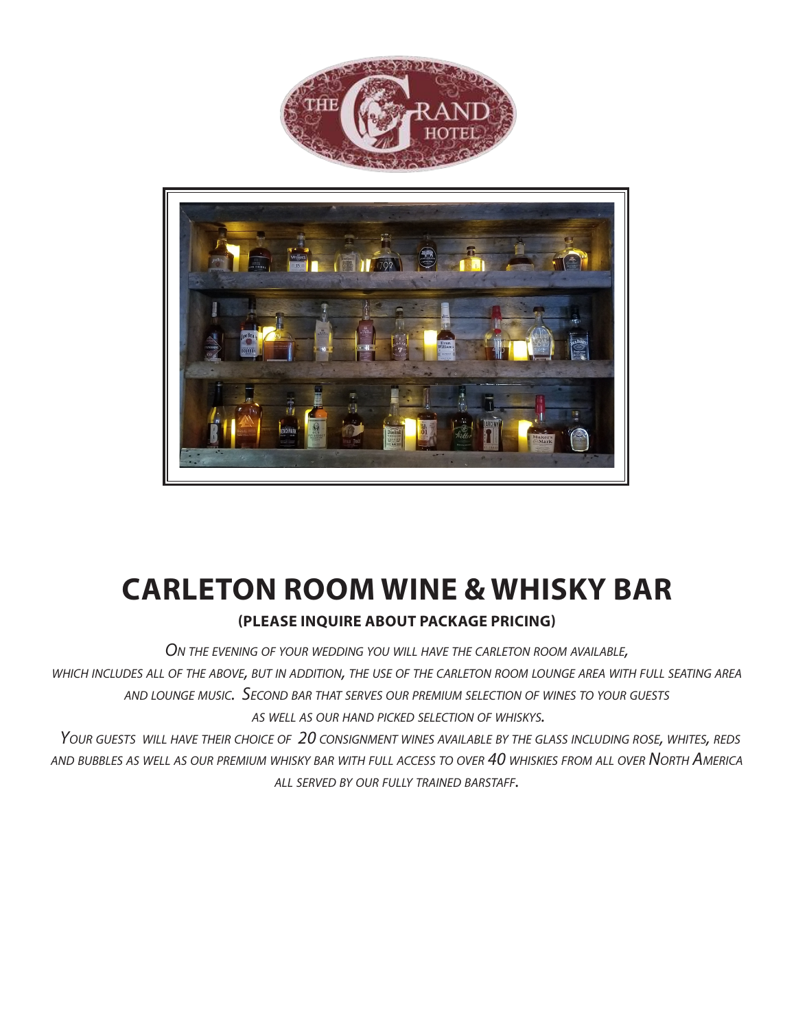# CARLETON ROOM WINE & WHISKY BAR

**(PLEASE INQUIRE ABOUT PACKAGE PRICING)**

*On the evening of your wedding you will have the Carleton Room available, which includes all of the above, but in addition, the use of the Carleton Room lounge area with full seating area and lounge music. Second bar that serves our premium selection of wines to your guests as well as our hand picked selection of whiskys.*

*Your guests will have their choice of 20 consignment wines available by the glass including rose, whites, reds and bubbles as well as our premium whisky bar with full access to over 40 whiskies from all over North America all served by our fully trained barstaff.*